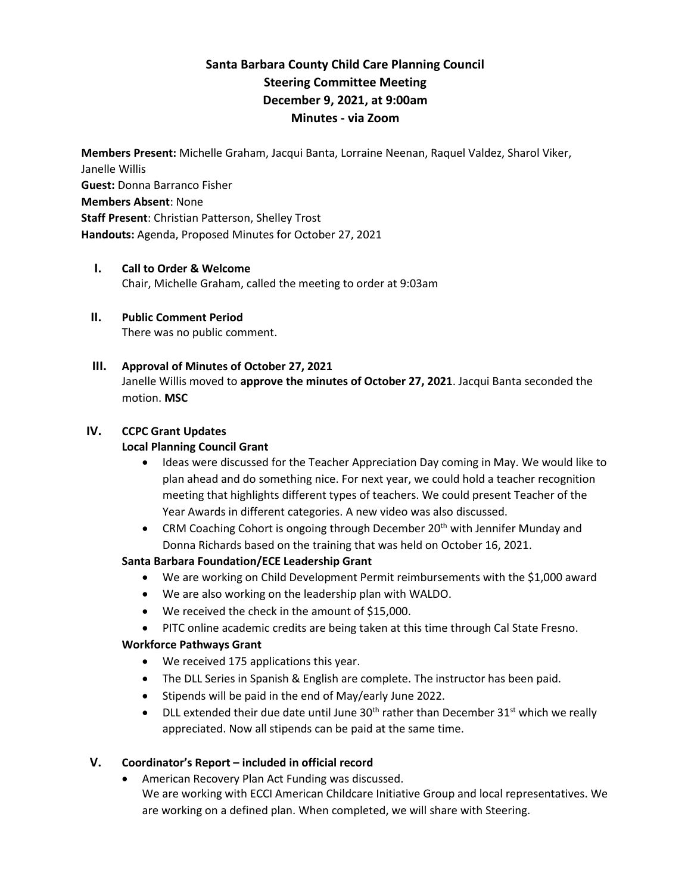# Santa Barbara County Child Care Planning Council
## Steering Committee Meeting
## December 9, 2021, at 9:00am
## Minutes - via Zoom

**Members Present:** Michelle Graham, Jacqui Banta, Lorraine Neenan, Raquel Valdez, Sharol Viker, Janelle Willis
**Guest:** Donna Barranco Fisher
**Members Absent**: None
**Staff Present**: Christian Patterson, Shelley Trost
**Handouts:** Agenda, Proposed Minutes for October 27, 2021

**I. Call to Order & Welcome**
Chair, Michelle Graham, called the meeting to order at 9:03am

**II. Public Comment Period**
There was no public comment.

**III. Approval of Minutes of October 27, 2021**
Janelle Willis moved to **approve the minutes of October 27, 2021**. Jacqui Banta seconded the motion. **MSC**

**IV. CCPC Grant Updates**

**Local Planning Council Grant**

- Ideas were discussed for the Teacher Appreciation Day coming in May. We would like to plan ahead and do something nice. For next year, we could hold a teacher recognition meeting that highlights different types of teachers. We could present Teacher of the Year Awards in different categories. A new video was also discussed.
- CRM Coaching Cohort is ongoing through December 20th with Jennifer Munday and Donna Richards based on the training that was held on October 16, 2021.

**Santa Barbara Foundation/ECE Leadership Grant**

- We are working on Child Development Permit reimbursements with the $1,000 award
- We are also working on the leadership plan with WALDO.
- We received the check in the amount of $15,000.
- PITC online academic credits are being taken at this time through Cal State Fresno.

**Workforce Pathways Grant**

- We received 175 applications this year.
- The DLL Series in Spanish & English are complete. The instructor has been paid.
- Stipends will be paid in the end of May/early June 2022.
- DLL extended their due date until June 30th rather than December 31st which we really appreciated. Now all stipends can be paid at the same time.

**V. Coordinator's Report – included in official record**

- American Recovery Plan Act Funding was discussed.
  We are working with ECCI American Childcare Initiative Group and local representatives. We are working on a defined plan. When completed, we will share with Steering.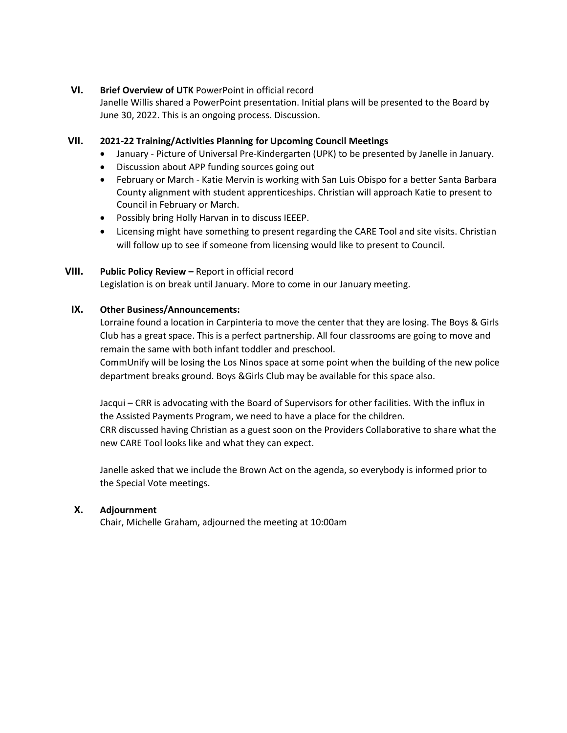**VI. Brief Overview of UTK** PowerPoint in official record

Janelle Willis shared a PowerPoint presentation. Initial plans will be presented to the Board by June 30, 2022. This is an ongoing process. Discussion.

**VII. 2021-22 Training/Activities Planning for Upcoming Council Meetings**

- January - Picture of Universal Pre-Kindergarten (UPK) to be presented by Janelle in January.
- Discussion about APP funding sources going out
- February or March - Katie Mervin is working with San Luis Obispo for a better Santa Barbara County alignment with student apprenticeships. Christian will approach Katie to present to Council in February or March.
- Possibly bring Holly Harvan in to discuss IEEEP.
- Licensing might have something to present regarding the CARE Tool and site visits. Christian will follow up to see if someone from licensing would like to present to Council.

**VIII. Public Policy Review –** Report in official record

Legislation is on break until January. More to come in our January meeting.

**IX. Other Business/Announcements:**

Lorraine found a location in Carpinteria to move the center that they are losing. The Boys & Girls Club has a great space. This is a perfect partnership. All four classrooms are going to move and remain the same with both infant toddler and preschool.

CommUnify will be losing the Los Ninos space at some point when the building of the new police department breaks ground. Boys &Girls Club may be available for this space also.

Jacqui – CRR is advocating with the Board of Supervisors for other facilities. With the influx in the Assisted Payments Program, we need to have a place for the children.

CRR discussed having Christian as a guest soon on the Providers Collaborative to share what the new CARE Tool looks like and what they can expect.

Janelle asked that we include the Brown Act on the agenda, so everybody is informed prior to the Special Vote meetings.

**X. Adjournment**

Chair, Michelle Graham, adjourned the meeting at 10:00am